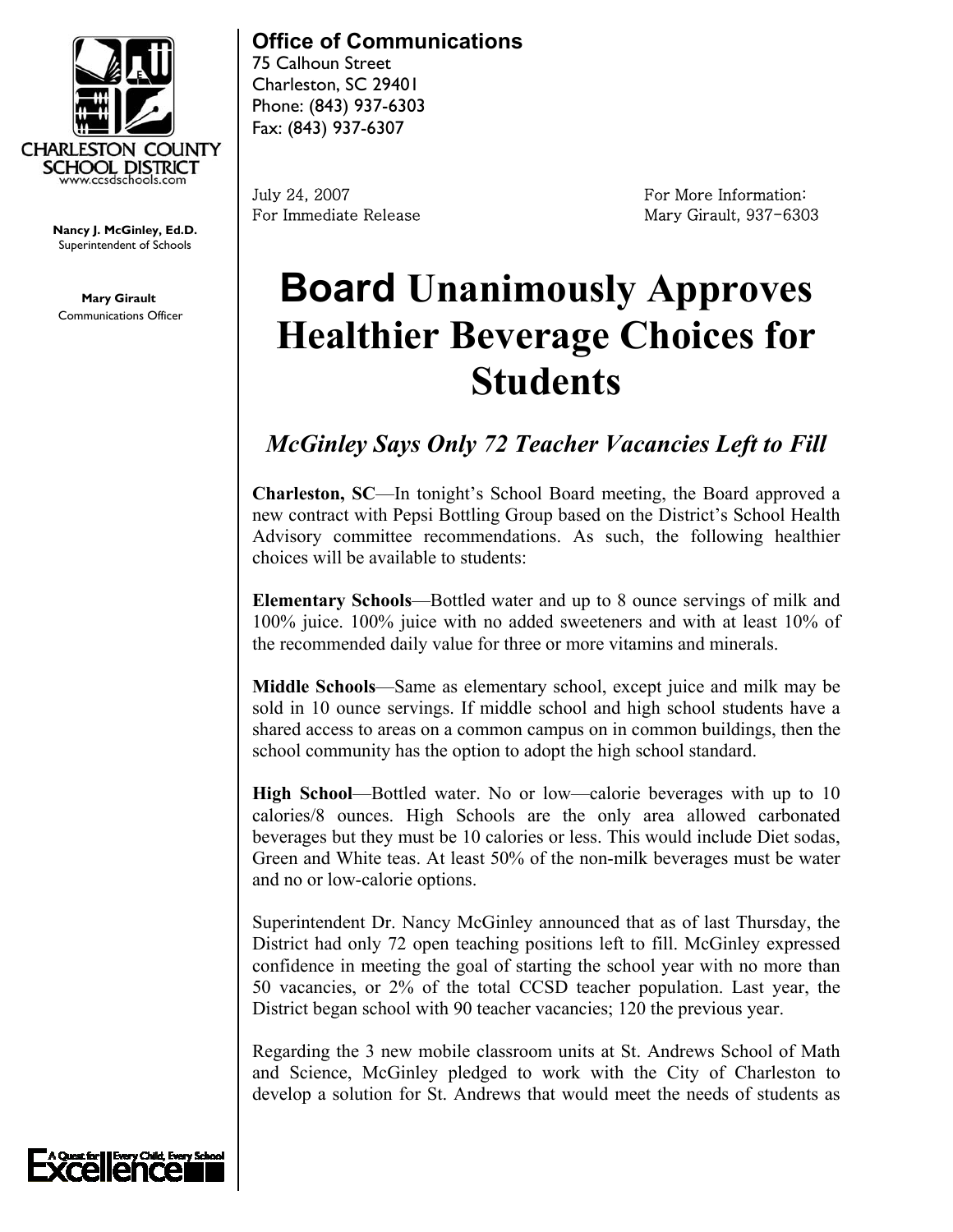CHARLESTON COUNTY SCHOOL DISTRICT
www.ccsdschools.com

**Nancy J. McGinley, Ed.D.**
Superintendent of Schools

**Mary Girault**
Communications Officer

**Office of Communications**
75 Calhoun Street
Charleston, SC 29401
Phone: (843) 937-6303
Fax: (843) 937-6307

July 24, 2007
For Immediate Release

For More Information:
Mary Girault, 937-6303

# Board Unanimously Approves Healthier Beverage Choices for Students

## *McGinley Says Only 72 Teacher Vacancies Left to Fill*

**Charleston, SC**—In tonight's School Board meeting, the Board approved a new contract with Pepsi Bottling Group based on the District's School Health Advisory committee recommendations. As such, the following healthier choices will be available to students:

**Elementary Schools**—Bottled water and up to 8 ounce servings of milk and 100% juice. 100% juice with no added sweeteners and with at least 10% of the recommended daily value for three or more vitamins and minerals.

**Middle Schools**—Same as elementary school, except juice and milk may be sold in 10 ounce servings. If middle school and high school students have a shared access to areas on a common campus on in common buildings, then the school community has the option to adopt the high school standard.

**High School**—Bottled water. No or low—calorie beverages with up to 10 calories/8 ounces. High Schools are the only area allowed carbonated beverages but they must be 10 calories or less. This would include Diet sodas, Green and White teas. At least 50% of the non-milk beverages must be water and no or low-calorie options.

Superintendent Dr. Nancy McGinley announced that as of last Thursday, the District had only 72 open teaching positions left to fill. McGinley expressed confidence in meeting the goal of starting the school year with no more than 50 vacancies, or 2% of the total CCSD teacher population. Last year, the District began school with 90 teacher vacancies; 120 the previous year.

Regarding the 3 new mobile classroom units at St. Andrews School of Math and Science, McGinley pledged to work with the City of Charleston to develop a solution for St. Andrews that would meet the needs of students as

A Quest for Excellence — Every Child, Every School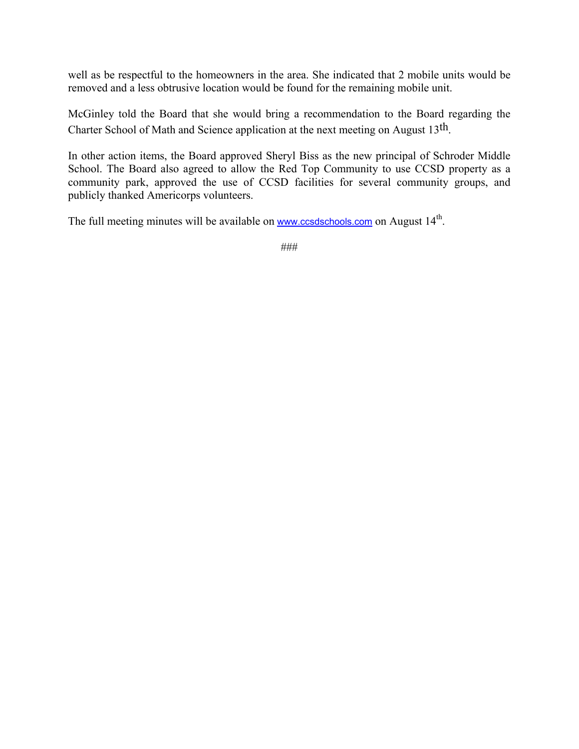well as be respectful to the homeowners in the area. She indicated that 2 mobile units would be removed and a less obtrusive location would be found for the remaining mobile unit.

McGinley told the Board that she would bring a recommendation to the Board regarding the Charter School of Math and Science application at the next meeting on August 13th.

In other action items, the Board approved Sheryl Biss as the new principal of Schroder Middle School. The Board also agreed to allow the Red Top Community to use CCSD property as a community park, approved the use of CCSD facilities for several community groups, and publicly thanked Americorps volunteers.

The full meeting minutes will be available on www.ccsdschools.com on August 14th.

###